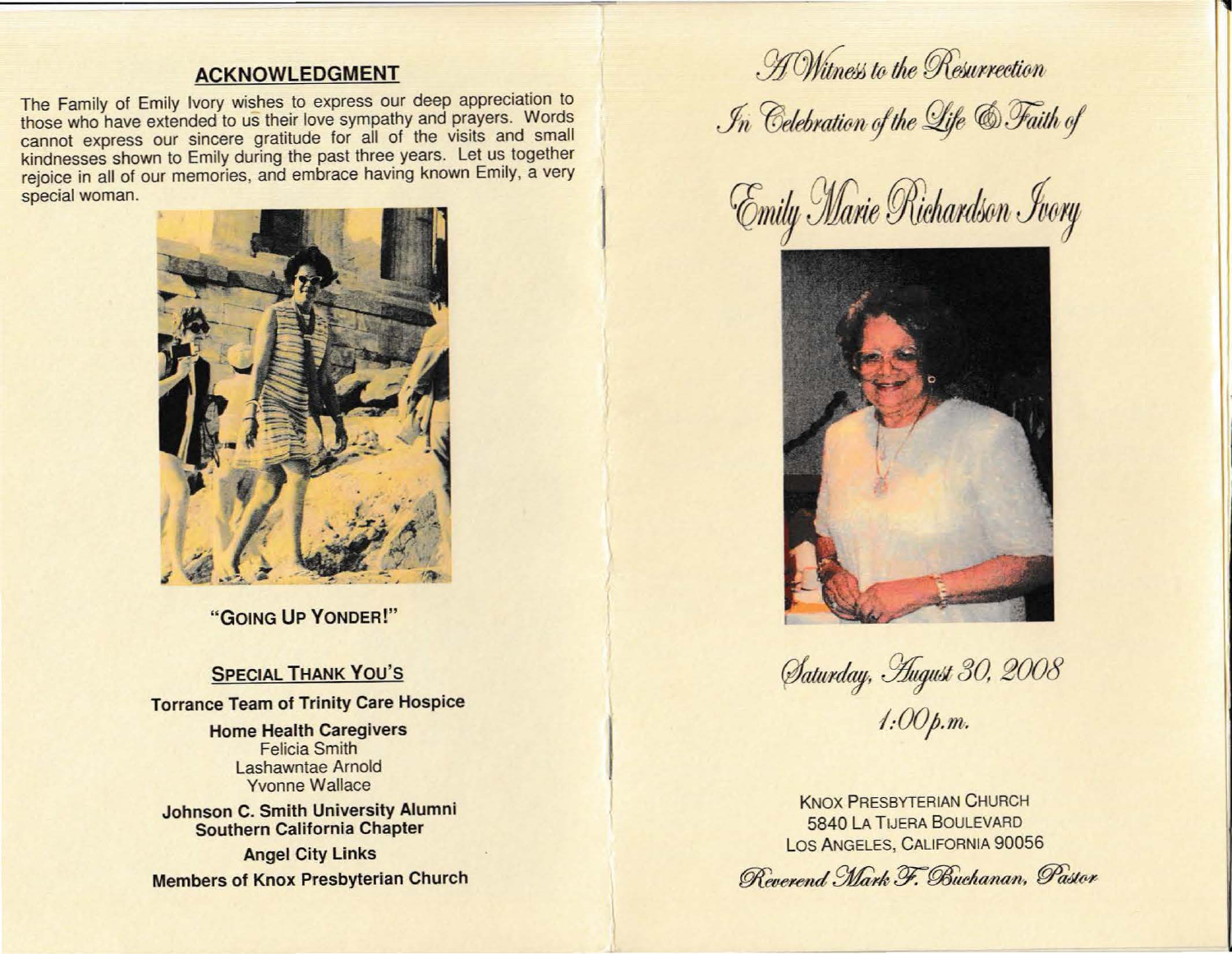## ACKNOWLEDGMENT

The Family of Emily Ivory wishes to express our deep appreciation to those who have extended to us their love sympathy and prayers. Words cannot express our sincere gratitude for all of the visits and small kindnesses shown to Emily during the past three years. Let us together rejoice in all of our memories, and embrace having known Emily, a very special woman.

**"GOING UP YONDER!"**

### SPECIAL THANK YOU'S

**Torrance Team of Trinity Care Hospice**

**Home Health Caregivers**
Felicia Smith
Lashawntae Arnold
Yvonne Wallace

**Johnson C. Smith University Alumni Southern California Chapter**

**Angel City Links**

**Members of Knox Presbyterian Church**

# *A Witness to the Resurrection*

## *In Celebration of the Life & Faith of*

# *Emily Marie Richardson Ivory*

*Saturday, August 30, 2008*

*1:00 p.m.*

KNOX PRESBYTERIAN CHURCH
5840 LA TIJERA BOULEVARD
LOS ANGELES, CALIFORNIA 90056

*Reverend Mark F. Buchanan, Pastor*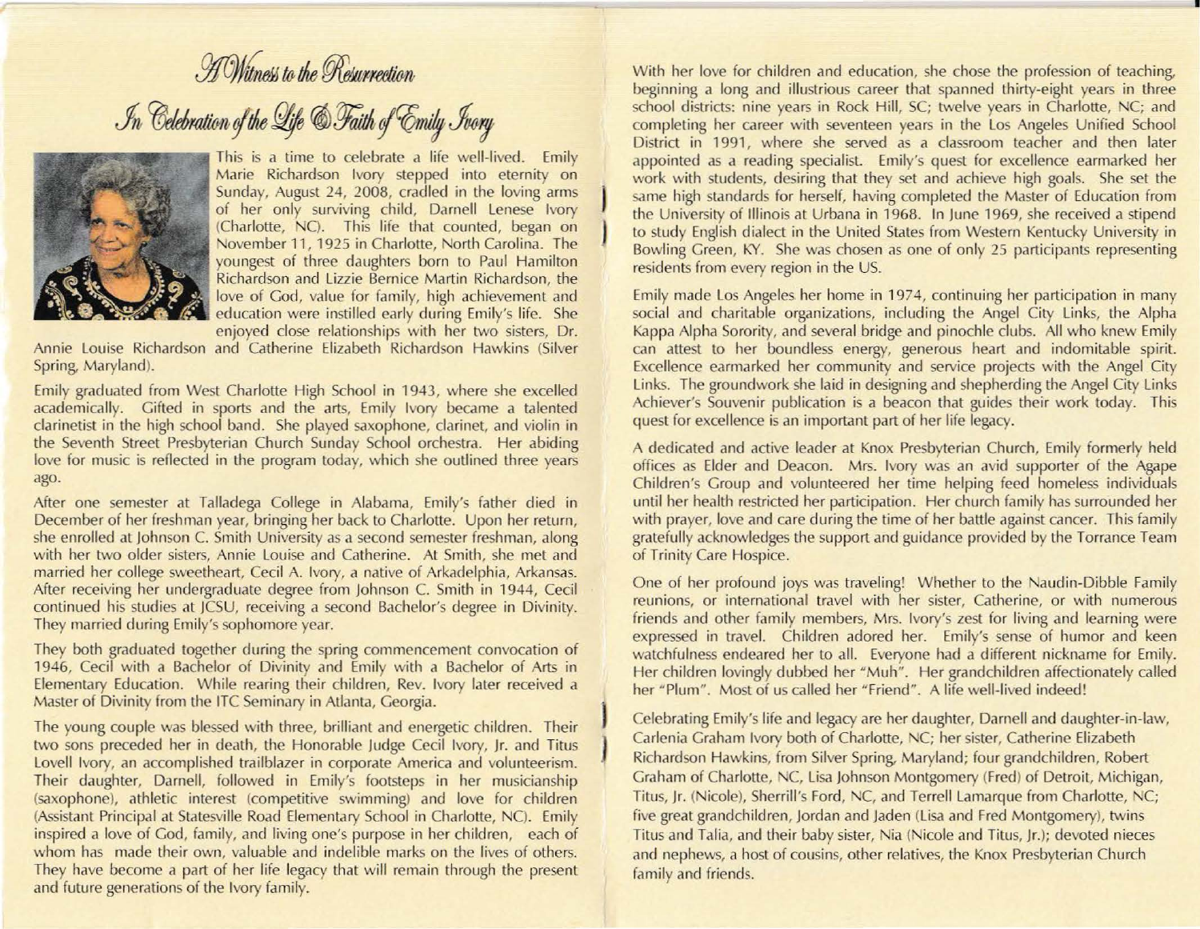# *A Witness to the Resurrection*

## *In Celebration of the Life & Faith of Emily Ivory*

This is a time to celebrate a life well-lived. Emily Marie Richardson Ivory stepped into eternity on Sunday, August 24, 2008, cradled in the loving arms of her only surviving child, Darnell Lenese Ivory (Charlotte, NC). This life that counted, began on November 11, 1925 in Charlotte, North Carolina. The youngest of three daughters born to Paul Hamilton Richardson and Lizzie Bernice Martin Richardson, the love of God, value for family, high achievement and education were instilled early during Emily's life. She enjoyed close relationships with her two sisters, Dr. Annie Louise Richardson and Catherine Elizabeth Richardson Hawkins (Silver Spring, Maryland).

Emily graduated from West Charlotte High School in 1943, where she excelled academically. Gifted in sports and the arts, Emily Ivory became a talented clarinetist in the high school band. She played saxophone, clarinet, and violin in the Seventh Street Presbyterian Church Sunday School orchestra. Her abiding love for music is reflected in the program today, which she outlined three years ago.

After one semester at Talladega College in Alabama, Emily's father died in December of her freshman year, bringing her back to Charlotte. Upon her return, she enrolled at Johnson C. Smith University as a second semester freshman, along with her two older sisters, Annie Louise and Catherine. At Smith, she met and married her college sweetheart, Cecil A. Ivory, a native of Arkadelphia, Arkansas. After receiving her undergraduate degree from Johnson C. Smith in 1944, Cecil continued his studies at JCSU, receiving a second Bachelor's degree in Divinity. They married during Emily's sophomore year.

They both graduated together during the spring commencement convocation of 1946, Cecil with a Bachelor of Divinity and Emily with a Bachelor of Arts in Elementary Education. While rearing their children, Rev. Ivory later received a Master of Divinity from the ITC Seminary in Atlanta, Georgia.

The young couple was blessed with three, brilliant and energetic children. Their two sons preceded her in death, the Honorable Judge Cecil Ivory, Jr. and Titus Lovell Ivory, an accomplished trailblazer in corporate America and volunteerism. Their daughter, Darnell, followed in Emily's footsteps in her musicianship (saxophone), athletic interest (competitive swimming) and love for children (Assistant Principal at Statesville Road Elementary School in Charlotte, NC). Emily inspired a love of God, family, and living one's purpose in her children, each of whom has made their own, valuable and indelible marks on the lives of others. They have become a part of her life legacy that will remain through the present and future generations of the Ivory family.

With her love for children and education, she chose the profession of teaching, beginning a long and illustrious career that spanned thirty-eight years in three school districts: nine years in Rock Hill, SC; twelve years in Charlotte, NC; and completing her career with seventeen years in the Los Angeles Unified School District in 1991, where she served as a classroom teacher and then later appointed as a reading specialist. Emily's quest for excellence earmarked her work with students, desiring that they set and achieve high goals. She set the same high standards for herself, having completed the Master of Education from the University of Illinois at Urbana in 1968. In June 1969, she received a stipend to study English dialect in the United States from Western Kentucky University in Bowling Green, KY. She was chosen as one of only 25 participants representing residents from every region in the US.

Emily made Los Angeles her home in 1974, continuing her participation in many social and charitable organizations, including the Angel City Links, the Alpha Kappa Alpha Sorority, and several bridge and pinochle clubs. All who knew Emily can attest to her boundless energy, generous heart and indomitable spirit. Excellence earmarked her community and service projects with the Angel City Links. The groundwork she laid in designing and shepherding the Angel City Links Achiever's Souvenir publication is a beacon that guides their work today. This quest for excellence is an important part of her life legacy.

A dedicated and active leader at Knox Presbyterian Church, Emily formerly held offices as Elder and Deacon. Mrs. Ivory was an avid supporter of the Agape Children's Group and volunteered her time helping feed homeless individuals until her health restricted her participation. Her church family has surrounded her with prayer, love and care during the time of her battle against cancer. This family gratefully acknowledges the support and guidance provided by the Torrance Team of Trinity Care Hospice.

One of her profound joys was traveling! Whether to the Naudin-Dibble Family reunions, or international travel with her sister, Catherine, or with numerous friends and other family members, Mrs. Ivory's zest for living and learning were expressed in travel. Children adored her. Emily's sense of humor and keen watchfulness endeared her to all. Everyone had a different nickname for Emily. Her children lovingly dubbed her "Muh". Her grandchildren affectionately called her "Plum". Most of us called her "Friend". A life well-lived indeed!

Celebrating Emily's life and legacy are her daughter, Darnell and daughter-in-law, Carlenia Graham Ivory both of Charlotte, NC; her sister, Catherine Elizabeth Richardson Hawkins, from Silver Spring, Maryland; four grandchildren, Robert Graham of Charlotte, NC, Lisa Johnson Montgomery (Fred) of Detroit, Michigan, Titus, Jr. (Nicole), Sherrill's Ford, NC, and Terrell Lamarque from Charlotte, NC; five great grandchildren, Jordan and Jaden (Lisa and Fred Montgomery), twins Titus and Talia, and their baby sister, Nia (Nicole and Titus, Jr.); devoted nieces and nephews, a host of cousins, other relatives, the Knox Presbyterian Church family and friends.